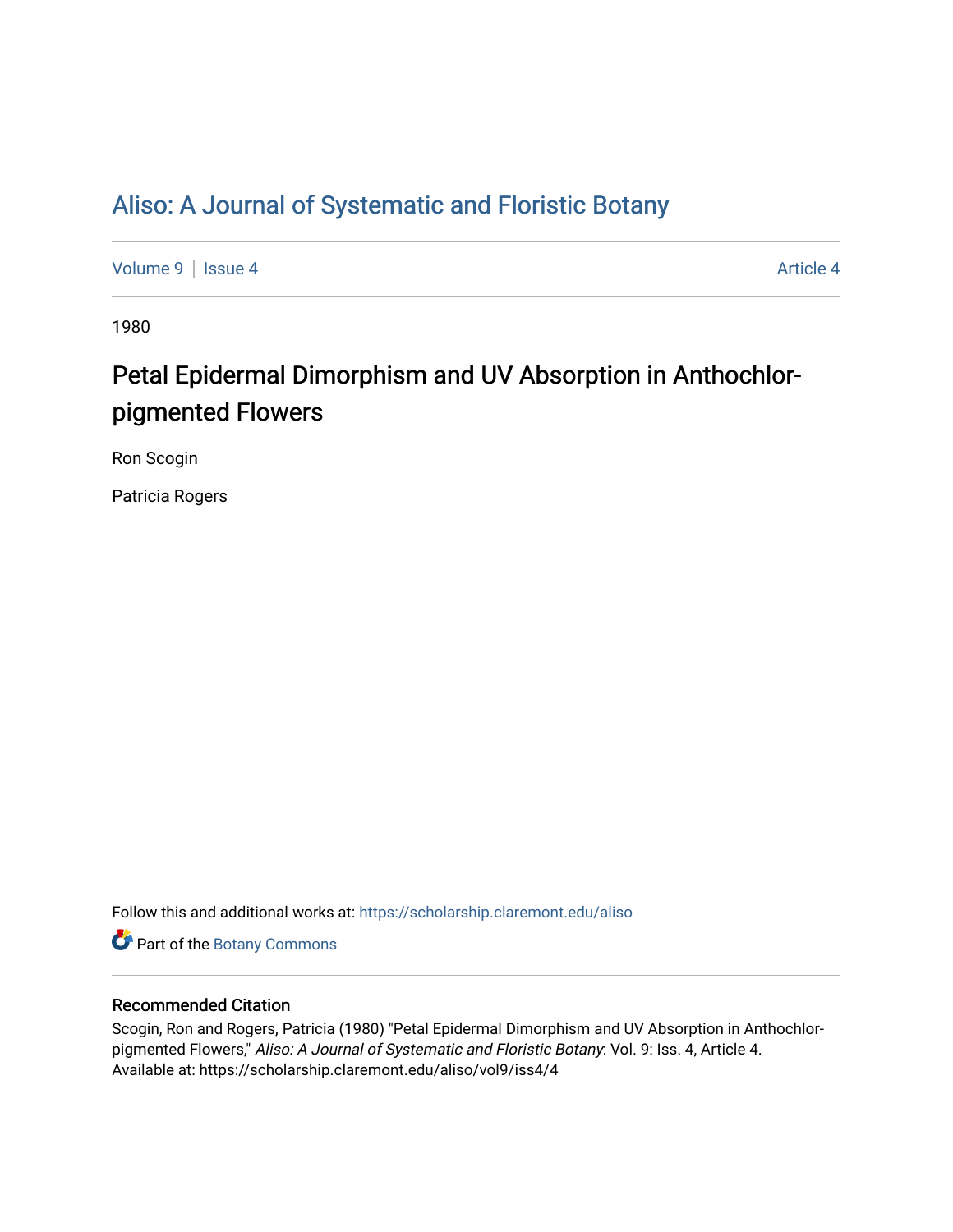# Aliso: A Journal of Systematic and Floristic Botany

Volume 9 | Issue 4 Article 4

1980

## Petal Epidermal Dimorphism and UV Absorption in Anthochlor-pigmented Flowers

Ron Scogin

Patricia Rogers

Follow this and additional works at: https://scholarship.claremont.edu/aliso

Part of the Botany Commons

### Recommended Citation

Scogin, Ron and Rogers, Patricia (1980) "Petal Epidermal Dimorphism and UV Absorption in Anthochlor-pigmented Flowers," *Aliso: A Journal of Systematic and Floristic Botany*: Vol. 9: Iss. 4, Article 4. Available at: https://scholarship.claremont.edu/aliso/vol9/iss4/4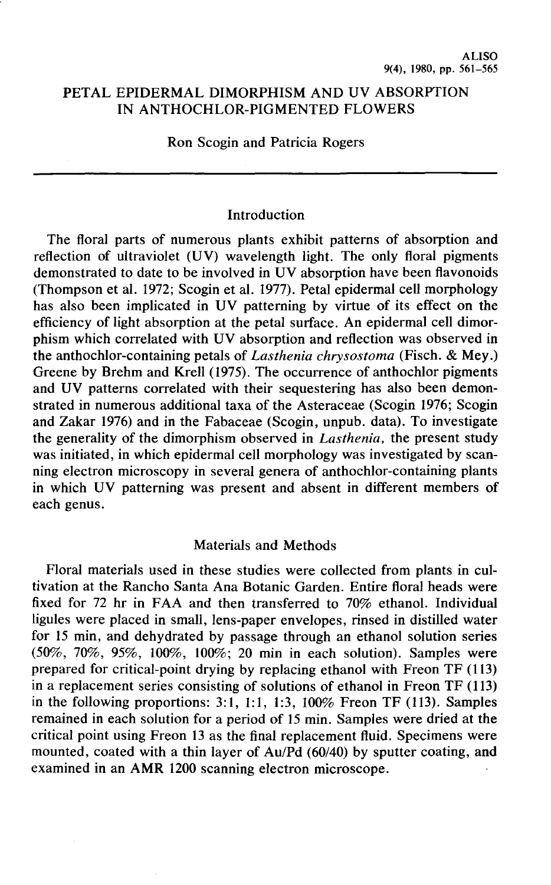# PETAL EPIDERMAL DIMORPHISM AND UV ABSORPTION IN ANTHOCHLOR-PIGMENTED FLOWERS

Ron Scogin and Patricia Rogers

## Introduction

The floral parts of numerous plants exhibit patterns of absorption and reflection of ultraviolet (UV) wavelength light. The only floral pigments demonstrated to date to be involved in UV absorption have been flavonoids (Thompson et al. 1972; Scogin et al. 1977). Petal epidermal cell morphology has also been implicated in UV patterning by virtue of its effect on the efficiency of light absorption at the petal surface. An epidermal cell dimorphism which correlated with UV absorption and reflection was observed in the anthochlor-containing petals of *Lasthenia chrysostoma* (Fisch. & Mey.) Greene by Brehm and Krell (1975). The occurrence of anthochlor pigments and UV patterns correlated with their sequestering has also been demonstrated in numerous additional taxa of the Asteraceae (Scogin 1976; Scogin and Zakar 1976) and in the Fabaceae (Scogin, unpub. data). To investigate the generality of the dimorphism observed in *Lasthenia*, the present study was initiated, in which epidermal cell morphology was investigated by scanning electron microscopy in several genera of anthochlor-containing plants in which UV patterning was present and absent in different members of each genus.

## Materials and Methods

Floral materials used in these studies were collected from plants in cultivation at the Rancho Santa Ana Botanic Garden. Entire floral heads were fixed for 72 hr in FAA and then transferred to 70% ethanol. Individual ligules were placed in small, lens-paper envelopes, rinsed in distilled water for 15 min, and dehydrated by passage through an ethanol solution series (50%, 70%, 95%, 100%, 100%; 20 min in each solution). Samples were prepared for critical-point drying by replacing ethanol with Freon TF (113) in a replacement series consisting of solutions of ethanol in Freon TF (113) in the following proportions: 3:1, 1:1, 1:3, 100% Freon TF (113). Samples remained in each solution for a period of 15 min. Samples were dried at the critical point using Freon 13 as the final replacement fluid. Specimens were mounted, coated with a thin layer of Au/Pd (60/40) by sputter coating, and examined in an AMR 1200 scanning electron microscope.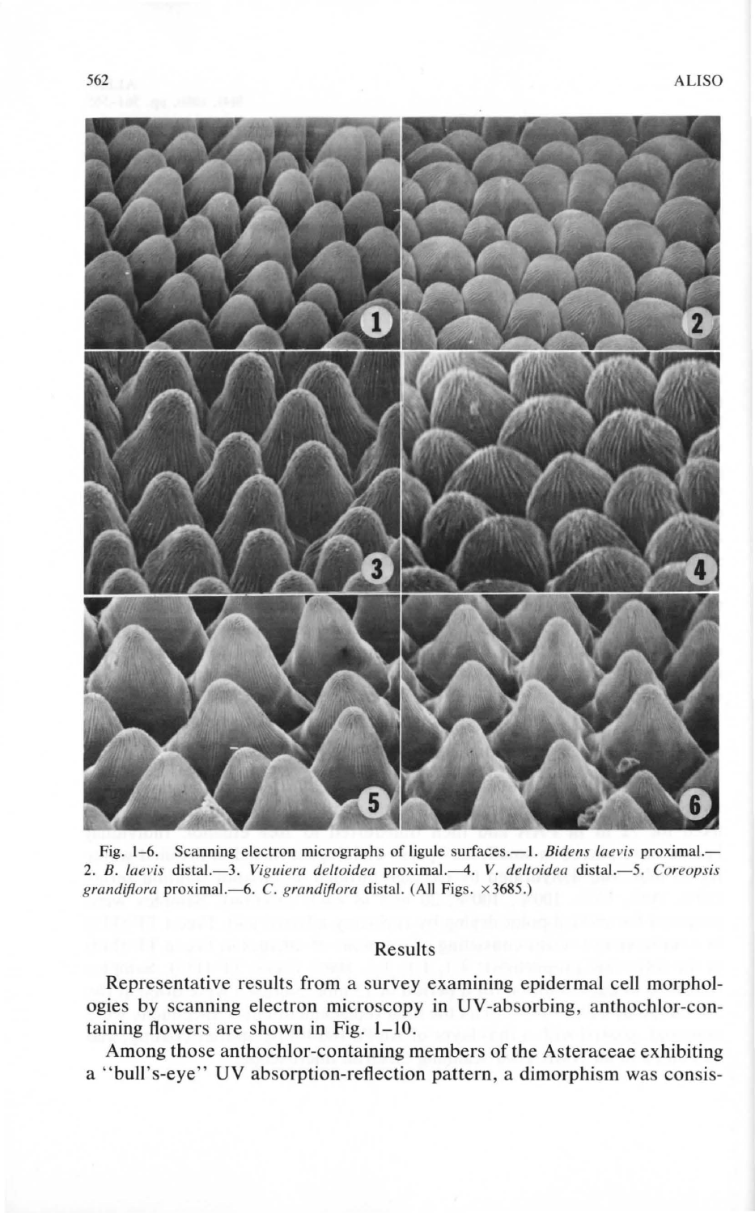Fig. 1–6. Scanning electron micrographs of ligule surfaces.—1. *Bidens laevis* proximal.—2. *B. laevis* distal.—3. *Viguiera deltoidea* proximal.—4. *V. deltoidea* distal.—5. *Coreopsis grandiflora* proximal.—6. *C. grandiflora* distal. (All Figs. ×3685.)

## Results

Representative results from a survey examining epidermal cell morphologies by scanning electron microscopy in UV-absorbing, anthochlor-containing flowers are shown in Fig. 1–10.

Among those anthochlor-containing members of the Asteraceae exhibiting a "bull's-eye" UV absorption-reflection pattern, a dimorphism was consis-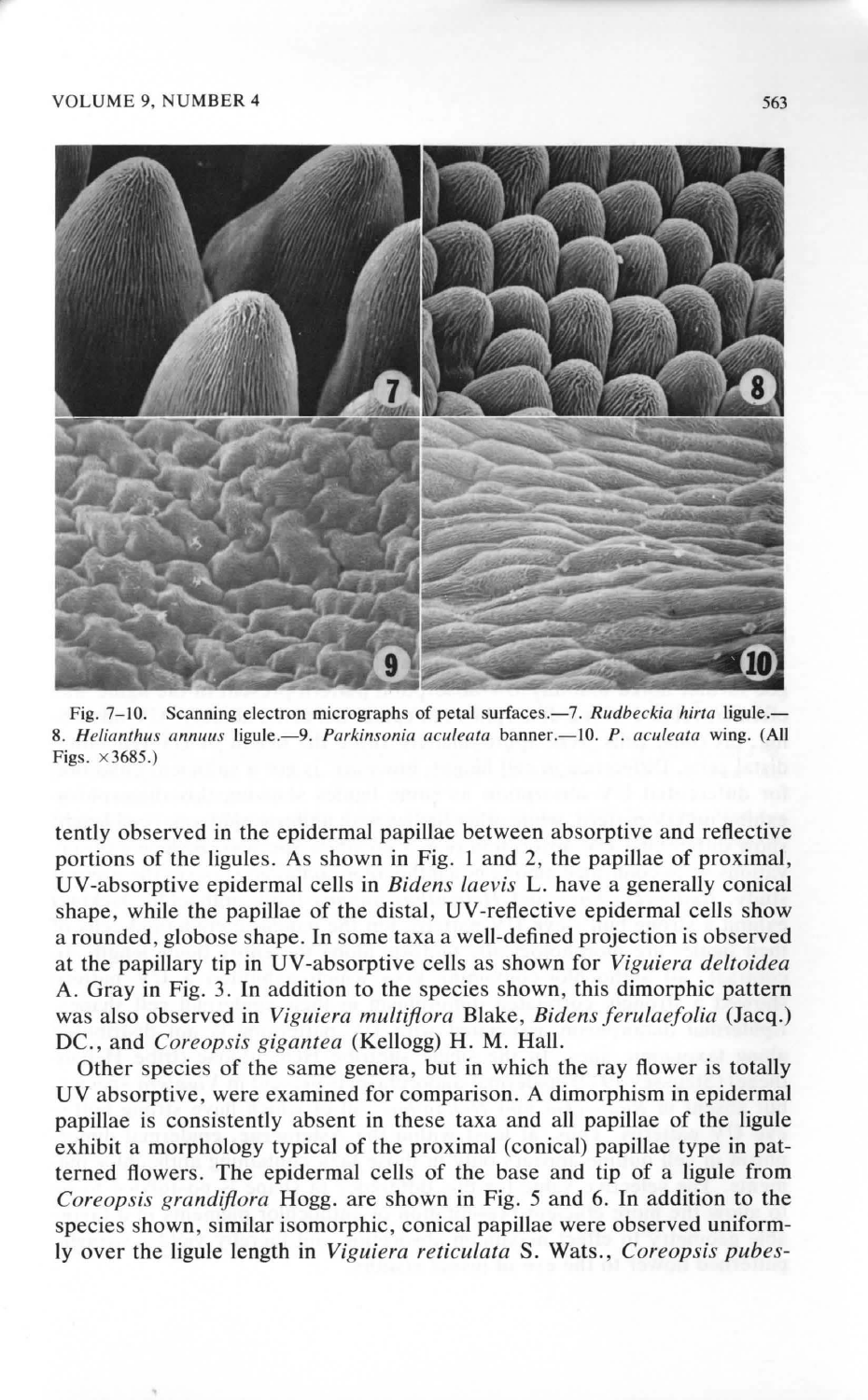Fig. 7–10. Scanning electron micrographs of petal surfaces.—7. *Rudbeckia hirta* ligule.—8. *Helianthus annuus* ligule.—9. *Parkinsonia aculeata* banner.—10. *P. aculeata* wing. (All Figs. ×3685.)

tently observed in the epidermal papillae between absorptive and reflective portions of the ligules. As shown in Fig. 1 and 2, the papillae of proximal, UV-absorptive epidermal cells in *Bidens laevis* L. have a generally conical shape, while the papillae of the distal, UV-reflective epidermal cells show a rounded, globose shape. In some taxa a well-defined projection is observed at the papillary tip in UV-absorptive cells as shown for *Viguiera deltoidea* A. Gray in Fig. 3. In addition to the species shown, this dimorphic pattern was also observed in *Viguiera multiflora* Blake, *Bidens ferulaefolia* (Jacq.) DC., and *Coreopsis gigantea* (Kellogg) H. M. Hall.

Other species of the same genera, but in which the ray flower is totally UV absorptive, were examined for comparison. A dimorphism in epidermal papillae is consistently absent in these taxa and all papillae of the ligule exhibit a morphology typical of the proximal (conical) papillae type in patterned flowers. The epidermal cells of the base and tip of a ligule from *Coreopsis grandiflora* Hogg. are shown in Fig. 5 and 6. In addition to the species shown, similar isomorphic, conical papillae were observed uniformly over the ligule length in *Viguiera reticulata* S. Wats., *Coreopsis pubes-*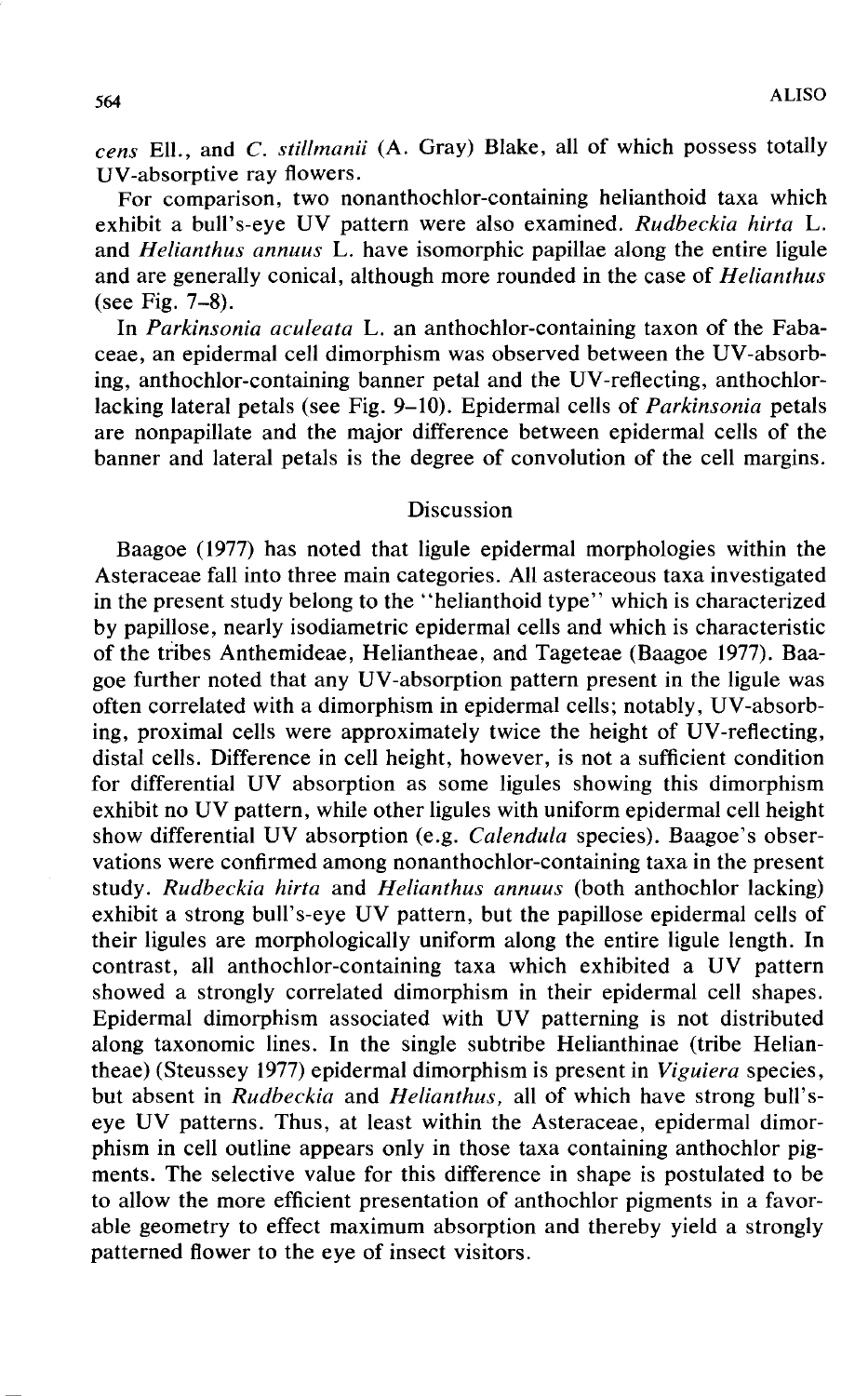*cens* Ell., and *C. stillmanii* (A. Gray) Blake, all of which possess totally UV-absorptive ray flowers.

For comparison, two nonanthochlor-containing helianthoid taxa which exhibit a bull's-eye UV pattern were also examined. *Rudbeckia hirta* L. and *Helianthus annuus* L. have isomorphic papillae along the entire ligule and are generally conical, although more rounded in the case of *Helianthus* (see Fig. 7–8).

In *Parkinsonia aculeata* L. an anthochlor-containing taxon of the Fabaceae, an epidermal cell dimorphism was observed between the UV-absorbing, anthochlor-containing banner petal and the UV-reflecting, anthochlor-lacking lateral petals (see Fig. 9–10). Epidermal cells of *Parkinsonia* petals are nonpapillate and the major difference between epidermal cells of the banner and lateral petals is the degree of convolution of the cell margins.

## Discussion

Baagoe (1977) has noted that ligule epidermal morphologies within the Asteraceae fall into three main categories. All asteraceous taxa investigated in the present study belong to the "helianthoid type" which is characterized by papillose, nearly isodiametric epidermal cells and which is characteristic of the tribes Anthemideae, Heliantheae, and Tageteae (Baagoe 1977). Baagoe further noted that any UV-absorption pattern present in the ligule was often correlated with a dimorphism in epidermal cells; notably, UV-absorbing, proximal cells were approximately twice the height of UV-reflecting, distal cells. Difference in cell height, however, is not a sufficient condition for differential UV absorption as some ligules showing this dimorphism exhibit no UV pattern, while other ligules with uniform epidermal cell height show differential UV absorption (e.g. *Calendula* species). Baagoe's observations were confirmed among nonanthochlor-containing taxa in the present study. *Rudbeckia hirta* and *Helianthus annuus* (both anthochlor lacking) exhibit a strong bull's-eye UV pattern, but the papillose epidermal cells of their ligules are morphologically uniform along the entire ligule length. In contrast, all anthochlor-containing taxa which exhibited a UV pattern showed a strongly correlated dimorphism in their epidermal cell shapes. Epidermal dimorphism associated with UV patterning is not distributed along taxonomic lines. In the single subtribe Helianthinae (tribe Heliantheae) (Steussey 1977) epidermal dimorphism is present in *Viguiera* species, but absent in *Rudbeckia* and *Helianthus*, all of which have strong bull's-eye UV patterns. Thus, at least within the Asteraceae, epidermal dimorphism in cell outline appears only in those taxa containing anthochlor pigments. The selective value for this difference in shape is postulated to be to allow the more efficient presentation of anthochlor pigments in a favorable geometry to effect maximum absorption and thereby yield a strongly patterned flower to the eye of insect visitors.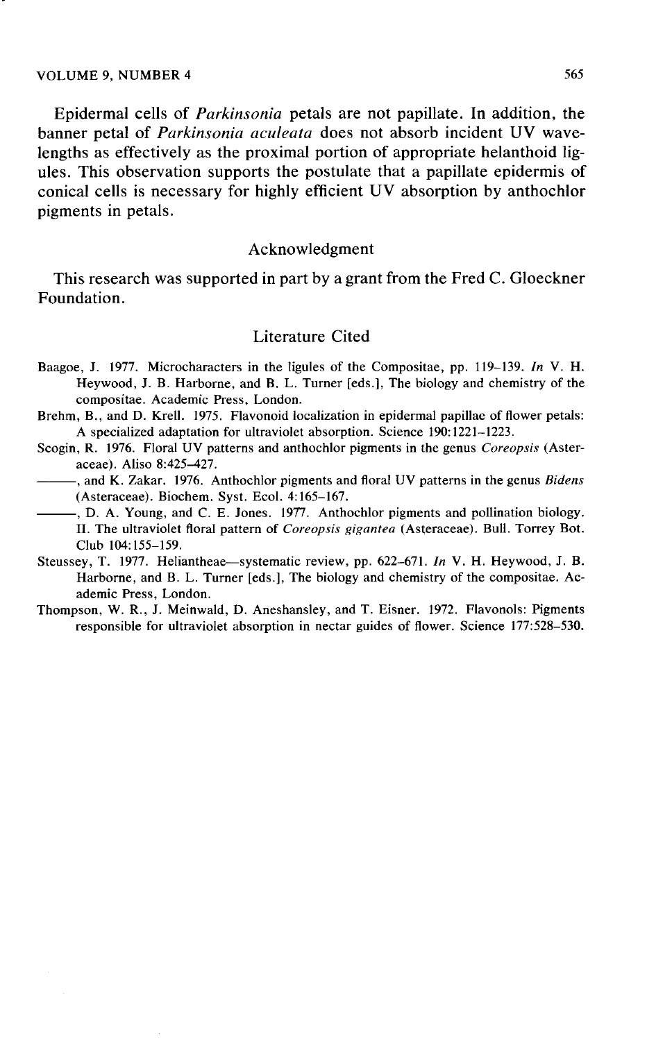Epidermal cells of *Parkinsonia* petals are not papillate. In addition, the banner petal of *Parkinsonia aculeata* does not absorb incident UV wavelengths as effectively as the proximal portion of appropriate helanthoid ligules. This observation supports the postulate that a papillate epidermis of conical cells is necessary for highly efficient UV absorption by anthochlor pigments in petals.

## Acknowledgment

This research was supported in part by a grant from the Fred C. Gloeckner Foundation.

## Literature Cited

Baagoe, J. 1977. Microcharacters in the ligules of the Compositae, pp. 119–139. *In* V. H. Heywood, J. B. Harborne, and B. L. Turner [eds.], The biology and chemistry of the compositae. Academic Press, London.

Brehm, B., and D. Krell. 1975. Flavonoid localization in epidermal papillae of flower petals: A specialized adaptation for ultraviolet absorption. Science 190:1221–1223.

Scogin, R. 1976. Floral UV patterns and anthochlor pigments in the genus *Coreopsis* (Asteraceae). Aliso 8:425–427.

———, and K. Zakar. 1976. Anthochlor pigments and floral UV patterns in the genus *Bidens* (Asteraceae). Biochem. Syst. Ecol. 4:165–167.

———, D. A. Young, and C. E. Jones. 1977. Anthochlor pigments and pollination biology. II. The ultraviolet floral pattern of *Coreopsis gigantea* (Asteraceae). Bull. Torrey Bot. Club 104:155–159.

Steussey, T. 1977. Heliantheae—systematic review, pp. 622–671. *In* V. H. Heywood, J. B. Harborne, and B. L. Turner [eds.], The biology and chemistry of the compositae. Academic Press, London.

Thompson, W. R., J. Meinwald, D. Aneshansley, and T. Eisner. 1972. Flavonols: Pigments responsible for ultraviolet absorption in nectar guides of flower. Science 177:528–530.